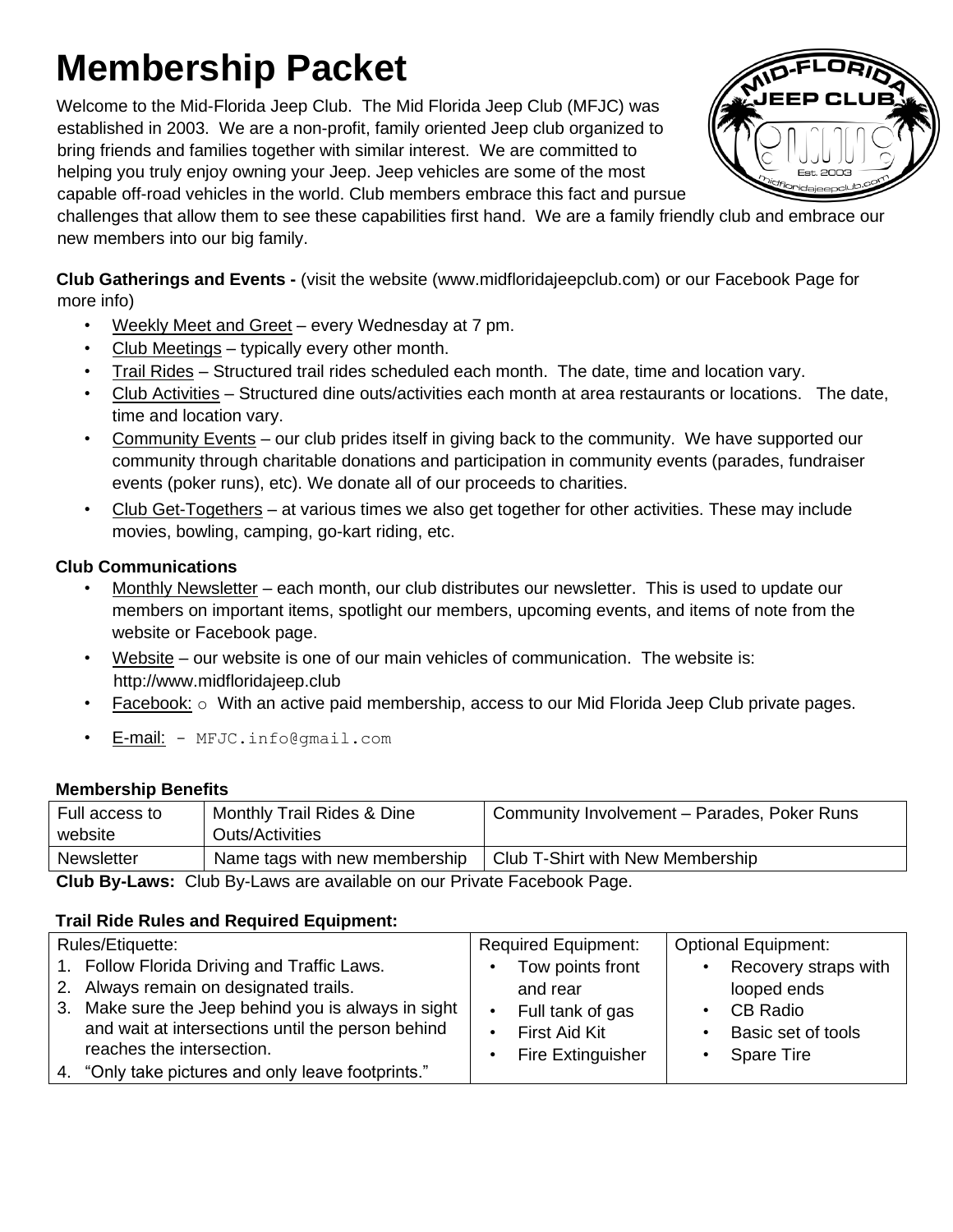# Membership Packet

Welcome to the Mid-Florida Jeep Club. The Mid Florida Jeep Club (MFJC) was established in 2003. We are a non-profit, family oriented Jeep club organized to bring friends and families together with similar interest. We are committed to helping you truly enjoy owning your Jeep. Jeep vehicles are some of the most capable off-road vehicles in the world. Club members embrace this fact and pursue challenges that allow them to see these capabilities first hand. We are a family friendly club and embrace our new members into our big family.

**Club Gatherings and Events -** (visit the website (www.midfloridajeepclub.com) or our Facebook Page for more info)

- Weekly Meet and Greet – every Wednesday at 7 pm.
- Club Meetings – typically every other month.
- Trail Rides – Structured trail rides scheduled each month. The date, time and location vary.
- Club Activities – Structured dine outs/activities each month at area restaurants or locations. The date, time and location vary.
- Community Events – our club prides itself in giving back to the community. We have supported our community through charitable donations and participation in community events (parades, fundraiser events (poker runs), etc). We donate all of our proceeds to charities.
- Club Get-Togethers – at various times we also get together for other activities. These may include movies, bowling, camping, go-kart riding, etc.

**Club Communications**

- Monthly Newsletter – each month, our club distributes our newsletter. This is used to update our members on important items, spotlight our members, upcoming events, and items of note from the website or Facebook page.
- Website – our website is one of our main vehicles of communication. The website is: http://www.midfloridajeep.club
- Facebook: o With an active paid membership, access to our Mid Florida Jeep Club private pages.
- E-mail: - MFJC.info@gmail.com

**Membership Benefits**

| Full access to website | Monthly Trail Rides & Dine Outs/Activities | Community Involvement – Parades, Poker Runs |
|---|---|---|
| Newsletter | Name tags with new membership | Club T-Shirt with New Membership |

**Club By-Laws:** Club By-Laws are available on our Private Facebook Page.

**Trail Ride Rules and Required Equipment:**

| Rules/Etiquette: | Required Equipment: | Optional Equipment: |
|---|---|---|
| 1. Follow Florida Driving and Traffic Laws.<br>2. Always remain on designated trails.<br>3. Make sure the Jeep behind you is always in sight and wait at intersections until the person behind reaches the intersection.<br>4. "Only take pictures and only leave footprints." | • Tow points front and rear<br>• Full tank of gas<br>• First Aid Kit<br>• Fire Extinguisher | • Recovery straps with looped ends<br>• CB Radio<br>• Basic set of tools<br>• Spare Tire |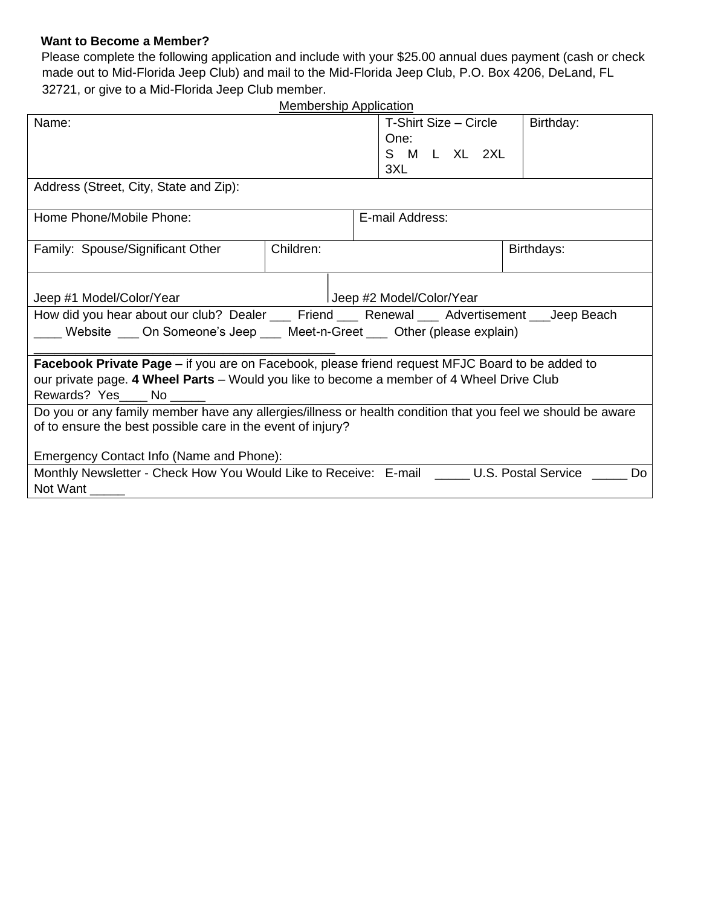**Want to Become a Member?**

Please complete the following application and include with your $25.00 annual dues payment (cash or check made out to Mid-Florida Jeep Club) and mail to the Mid-Florida Jeep Club, P.O. Box 4206, DeLand, FL 32721, or give to a Mid-Florida Jeep Club member.

Membership Application

| Name: | | T-Shirt Size – Circle One: S M L XL 2XL 3XL | Birthday: |
|---|---|---|---|
| Address (Street, City, State and Zip): | | | |
| Home Phone/Mobile Phone: | | E-mail Address: | |
| Family: Spouse/Significant Other | Children: | | Birthdays: |
| Jeep #1 Model/Color/Year | | Jeep #2 Model/Color/Year | |
| How did you hear about our club? Dealer ___ Friend ___ Renewal ___ Advertisement ___Jeep Beach ____ Website ___ On Someone's Jeep ___ Meet-n-Greet ___ Other (please explain) ________________________________________ | | | |
| **Facebook Private Page** – if you are on Facebook, please friend request MFJC Board to be added to our private page. **4 Wheel Parts** – Would you like to become a member of 4 Wheel Drive Club Rewards? Yes____ No _____ | | | |
| Do you or any family member have any allergies/illness or health condition that you feel we should be aware of to ensure the best possible care in the event of injury? Emergency Contact Info (Name and Phone): | | | |
| Monthly Newsletter - Check How You Would Like to Receive: E-mail _____ U.S. Postal Service _____ Do Not Want _____ | | | |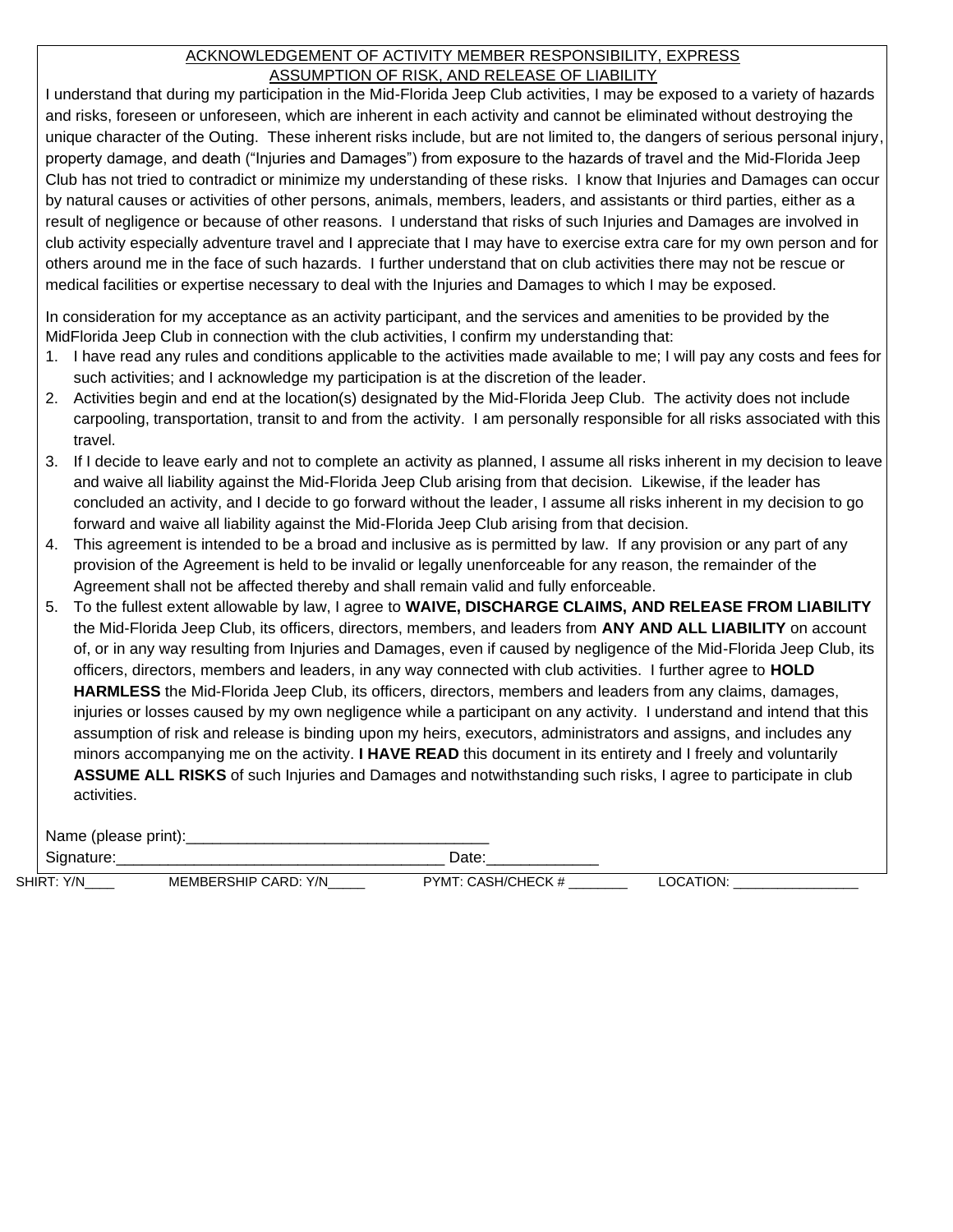## ACKNOWLEDGEMENT OF ACTIVITY MEMBER RESPONSIBILITY, EXPRESS ASSUMPTION OF RISK, AND RELEASE OF LIABILITY

I understand that during my participation in the Mid-Florida Jeep Club activities, I may be exposed to a variety of hazards and risks, foreseen or unforeseen, which are inherent in each activity and cannot be eliminated without destroying the unique character of the Outing. These inherent risks include, but are not limited to, the dangers of serious personal injury, property damage, and death ("Injuries and Damages") from exposure to the hazards of travel and the Mid-Florida Jeep Club has not tried to contradict or minimize my understanding of these risks. I know that Injuries and Damages can occur by natural causes or activities of other persons, animals, members, leaders, and assistants or third parties, either as a result of negligence or because of other reasons. I understand that risks of such Injuries and Damages are involved in club activity especially adventure travel and I appreciate that I may have to exercise extra care for my own person and for others around me in the face of such hazards. I further understand that on club activities there may not be rescue or medical facilities or expertise necessary to deal with the Injuries and Damages to which I may be exposed.

In consideration for my acceptance as an activity participant, and the services and amenities to be provided by the MidFlorida Jeep Club in connection with the club activities, I confirm my understanding that:

1. I have read any rules and conditions applicable to the activities made available to me; I will pay any costs and fees for such activities; and I acknowledge my participation is at the discretion of the leader.
2. Activities begin and end at the location(s) designated by the Mid-Florida Jeep Club. The activity does not include carpooling, transportation, transit to and from the activity. I am personally responsible for all risks associated with this travel.
3. If I decide to leave early and not to complete an activity as planned, I assume all risks inherent in my decision to leave and waive all liability against the Mid-Florida Jeep Club arising from that decision. Likewise, if the leader has concluded an activity, and I decide to go forward without the leader, I assume all risks inherent in my decision to go forward and waive all liability against the Mid-Florida Jeep Club arising from that decision.
4. This agreement is intended to be a broad and inclusive as is permitted by law. If any provision or any part of any provision of the Agreement is held to be invalid or legally unenforceable for any reason, the remainder of the Agreement shall not be affected thereby and shall remain valid and fully enforceable.
5. To the fullest extent allowable by law, I agree to **WAIVE, DISCHARGE CLAIMS, AND RELEASE FROM LIABILITY** the Mid-Florida Jeep Club, its officers, directors, members, and leaders from **ANY AND ALL LIABILITY** on account of, or in any way resulting from Injuries and Damages, even if caused by negligence of the Mid-Florida Jeep Club, its officers, directors, members and leaders, in any way connected with club activities. I further agree to **HOLD HARMLESS** the Mid-Florida Jeep Club, its officers, directors, members and leaders from any claims, damages, injuries or losses caused by my own negligence while a participant on any activity. I understand and intend that this assumption of risk and release is binding upon my heirs, executors, administrators and assigns, and includes any minors accompanying me on the activity. **I HAVE READ** this document in its entirety and I freely and voluntarily **ASSUME ALL RISKS** of such Injuries and Damages and notwithstanding such risks, I agree to participate in club activities.

Name (please print):___________________________________

Signature:______________________________________ Date:_____________

SHIRT: Y/N____ MEMBERSHIP CARD: Y/N_____ PYMT: CASH/CHECK # _______ LOCATION: ________________